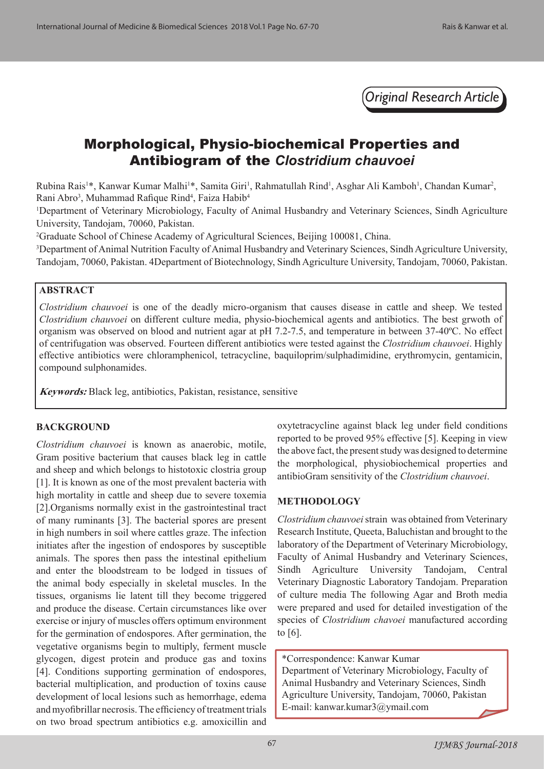*Original Research Article*

# Morphological, Physio-biochemical Properties and Antibiogram of the *Clostridium chauvoei*

Rubina Rais[1]*, Kanwar Kumar Malhi[1]*, Samita Giri[1], Rahmatullah Rind[1], Asghar Ali Kamboh[1], Chandan Kumar[2], Rani Abro[3], Muhammad Rafique Rind[4], Faiza Habib[4]

[1]Department of Veterinary Microbiology, Faculty of Animal Husbandry and Veterinary Sciences, Sindh Agriculture University, Tandojam, 70060, Pakistan.

[2]Graduate School of Chinese Academy of Agricultural Sciences, Beijing 100081, China.

[3]Department of Animal Nutrition Faculty of Animal Husbandry and Veterinary Sciences, Sindh Agriculture University, Tandojam, 70060, Pakistan. 4Department of Biotechnology, Sindh Agriculture University, Tandojam, 70060, Pakistan.

## ABSTRACT

*Clostridium chauvoei* is one of the deadly micro-organism that causes disease in cattle and sheep. We tested *Clostridium chauvoei* on different culture media, physio-biochemical agents and antibiotics. The best grwoth of organism was observed on blood and nutrient agar at pH 7.2-7.5, and temperature in between 37-40ºC. No effect of centrifugation was observed. Fourteen different antibiotics were tested against the *Clostridium chauvoei*. Highly effective antibiotics were chloramphenicol, tetracycline, baquiloprim/sulphadimidine, erythromycin, gentamicin, compound sulphonamides.

***Keywords:*** Black leg, antibiotics, Pakistan, resistance, sensitive

## BACKGROUND

*Clostridium chauvoei* is known as anaerobic, motile, Gram positive bacterium that causes black leg in cattle and sheep and which belongs to histotoxic clostria group [1]. It is known as one of the most prevalent bacteria with high mortality in cattle and sheep due to severe toxemia [2].Organisms normally exist in the gastrointestinal tract of many ruminants [3]. The bacterial spores are present in high numbers in soil where cattles graze. The infection initiates after the ingestion of endospores by susceptible animals. The spores then pass the intestinal epithelium and enter the bloodstream to be lodged in tissues of the animal body especially in skeletal muscles. In the tissues, organisms lie latent till they become triggered and produce the disease. Certain circumstances like over exercise or injury of muscles offers optimum environment for the germination of endospores. After germination, the vegetative organisms begin to multiply, ferment muscle glycogen, digest protein and produce gas and toxins [4]. Conditions supporting germination of endospores, bacterial multiplication, and production of toxins cause development of local lesions such as hemorrhage, edema and myofibrillar necrosis. The efficiency of treatment trials on two broad spectrum antibiotics e.g. amoxicillin and oxytetracycline against black leg under field conditions reported to be proved 95% effective [5]. Keeping in view the above fact, the present study was designed to determine the morphological, physiobiochemical properties and antibioGram sensitivity of the *Clostridium chauvoei*.

## METHODOLOGY

*Clostridium chauvoei* strain was obtained from Veterinary Research Institute, Queeta, Baluchistan and brought to the laboratory of the Department of Veterinary Microbiology, Faculty of Animal Husbandry and Veterinary Sciences, Sindh Agriculture University Tandojam, Central Veterinary Diagnostic Laboratory Tandojam. Preparation of culture media The following Agar and Broth media were prepared and used for detailed investigation of the species of *Clostridium chavoei* manufactured according to [6].

*Correspondence: Kanwar Kumar
Department of Veterinary Microbiology, Faculty of Animal Husbandry and Veterinary Sciences, Sindh Agriculture University, Tandojam, 70060, Pakistan
E-mail: kanwar.kumar3@ymail.com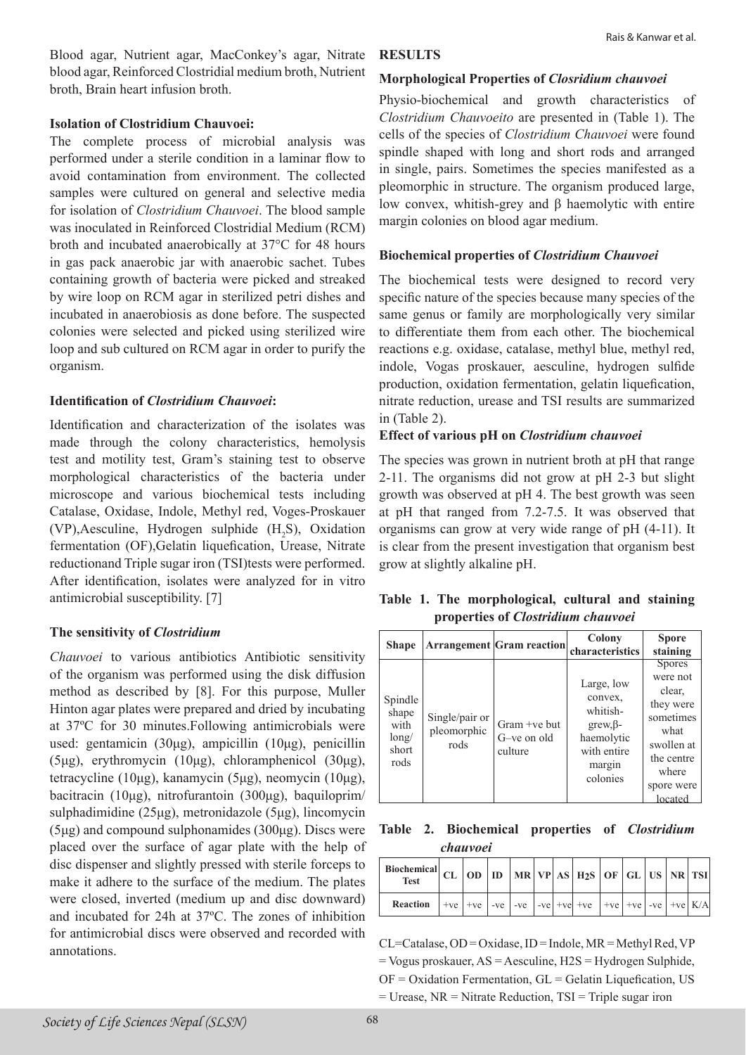Blood agar, Nutrient agar, MacConkey's agar, Nitrate blood agar, Reinforced Clostridial medium broth, Nutrient broth, Brain heart infusion broth.

**Isolation of Clostridium Chauvoei:**

The complete process of microbial analysis was performed under a sterile condition in a laminar flow to avoid contamination from environment. The collected samples were cultured on general and selective media for isolation of *Clostridium Chauvoei*. The blood sample was inoculated in Reinforced Clostridial Medium (RCM) broth and incubated anaerobically at 37°C for 48 hours in gas pack anaerobic jar with anaerobic sachet. Tubes containing growth of bacteria were picked and streaked by wire loop on RCM agar in sterilized petri dishes and incubated in anaerobiosis as done before. The suspected colonies were selected and picked using sterilized wire loop and sub cultured on RCM agar in order to purify the organism.

**Identification of *Clostridium Chauvoei*:**

Identification and characterization of the isolates was made through the colony characteristics, hemolysis test and motility test, Gram's staining test to observe morphological characteristics of the bacteria under microscope and various biochemical tests including Catalase, Oxidase, Indole, Methyl red, Voges-Proskauer (VP),Aesculine, Hydrogen sulphide ($H_2S$), Oxidation fermentation (OF),Gelatin liquefication, Urease, Nitrate reductionand Triple sugar iron (TSI)tests were performed. After identification, isolates were analyzed for in vitro antimicrobial susceptibility. [7]

**The sensitivity of *Clostridium***

*Chauvoei* to various antibiotics Antibiotic sensitivity of the organism was performed using the disk diffusion method as described by [8]. For this purpose, Muller Hinton agar plates were prepared and dried by incubating at 37ºC for 30 minutes.Following antimicrobials were used: gentamicin (30μg), ampicillin (10μg), penicillin (5μg), erythromycin (10μg), chloramphenicol (30μg), tetracycline (10μg), kanamycin (5μg), neomycin (10μg), bacitracin (10μg), nitrofurantoin (300μg), baquiloprim/ sulphadimidine (25μg), metronidazole (5μg), lincomycin (5μg) and compound sulphonamides (300μg). Discs were placed over the surface of agar plate with the help of disc dispenser and slightly pressed with sterile forceps to make it adhere to the surface of the medium. The plates were closed, inverted (medium up and disc downward) and incubated for 24h at 37ºC. The zones of inhibition for antimicrobial discs were observed and recorded with annotations.

## RESULTS

**Morphological Properties of *Closridium chauvoei***

Physio-biochemical and growth characteristics of *Clostridium Chauvoeito* are presented in (Table 1). The cells of the species of *Clostridium Chauvoei* were found spindle shaped with long and short rods and arranged in single, pairs. Sometimes the species manifested as a pleomorphic in structure. The organism produced large, low convex, whitish-grey and β haemolytic with entire margin colonies on blood agar medium.

**Biochemical properties of *Clostridium Chauvoei***

The biochemical tests were designed to record very specific nature of the species because many species of the same genus or family are morphologically very similar to differentiate them from each other. The biochemical reactions e.g. oxidase, catalase, methyl blue, methyl red, indole, Vogas proskauer, aesculine, hydrogen sulfide production, oxidation fermentation, gelatin liquefication, nitrate reduction, urease and TSI results are summarized in (Table 2).

**Effect of various pH on *Clostridium chauvoei***

The species was grown in nutrient broth at pH that range 2-11. The organisms did not grow at pH 2-3 but slight growth was observed at pH 4. The best growth was seen at pH that ranged from 7.2-7.5. It was observed that organisms can grow at very wide range of pH (4-11). It is clear from the present investigation that organism best grow at slightly alkaline pH.

**Table 1. The morphological, cultural and staining properties of *Clostridium chauvoei***

| Shape | Arrangement | Gram reaction | Colony characteristics | Spore staining |
|---|---|---|---|---|
| Spindle shape with long/ short rods | Single/pair or pleomorphic rods | Gram +ve but G–ve on old culture | Large, low convex, whitish-grew,β-haemolytic with entire margin colonies | Spores were not clear, they were sometimes what swollen at the centre where spore were located |

**Table 2. Biochemical properties of *Clostridium chauvoei***

| Biochemical Test | CL | OD | ID | MR | VP | AS | $H_2S$ | OF | GL | US | NR | TSI |
|---|---|---|---|---|---|---|---|---|---|---|---|---|
| Reaction | +ve | +ve | -ve | -ve | -ve | +ve | +ve | +ve | +ve | -ve | +ve | K/A |

CL=Catalase, OD = Oxidase, ID = Indole, MR = Methyl Red, VP = Vogus proskauer, AS = Aesculine, H2S = Hydrogen Sulphide, OF = Oxidation Fermentation, GL = Gelatin Liquefication, US = Urease, NR = Nitrate Reduction, TSI = Triple sugar iron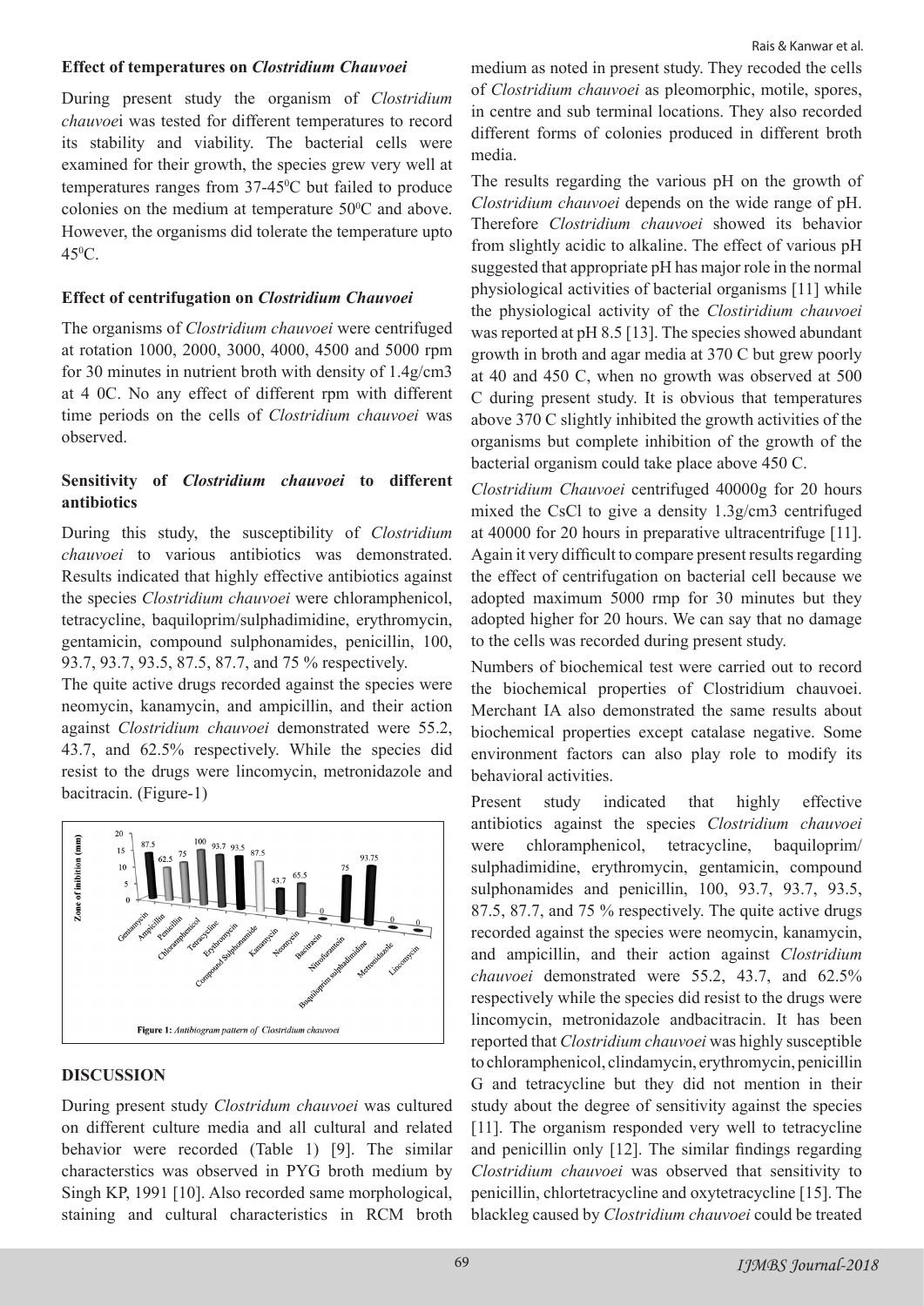**Effect of temperatures on *Clostridium Chauvoei***

During present study the organism of *Clostridium chauvoe*i was tested for different temperatures to record its stability and viability. The bacterial cells were examined for their growth, the species grew very well at temperatures ranges from 37-45$^0$C but failed to produce colonies on the medium at temperature 50$^0$C and above. However, the organisms did tolerate the temperature upto 45$^0$C.

**Effect of centrifugation on *Clostridium Chauvoei***

The organisms of *Clostridium chauvoei* were centrifuged at rotation 1000, 2000, 3000, 4000, 4500 and 5000 rpm for 30 minutes in nutrient broth with density of 1.4g/cm3 at 4 0C. No any effect of different rpm with different time periods on the cells of *Clostridium chauvoei* was observed.

**Sensitivity of *Clostridium chauvoei* to different antibiotics**

During this study, the susceptibility of *Clostridium chauvoei* to various antibiotics was demonstrated. Results indicated that highly effective antibiotics against the species *Clostridium chauvoei* were chloramphenicol, tetracycline, baquiloprim/sulphadimidine, erythromycin, gentamicin, compound sulphonamides, penicillin, 100, 93.7, 93.7, 93.5, 87.5, 87.7, and 75 % respectively.

The quite active drugs recorded against the species were neomycin, kanamycin, and ampicillin, and their action against *Clostridium chauvoei* demonstrated were 55.2, 43.7, and 62.5% respectively. While the species did resist to the drugs were lincomycin, metronidazole and bacitracin. (Figure-1)

Figure 1: *Antibiogram pattern of Clostridium chauvoei*

## DISCUSSION

During present study *Clostridum chauvoei* was cultured on different culture media and all cultural and related behavior were recorded (Table 1) [9]. The similar characterstics was observed in PYG broth medium by Singh KP, 1991 [10]. Also recorded same morphological, staining and cultural characteristics in RCM broth medium as noted in present study. They recoded the cells of *Clostridium chauvoei* as pleomorphic, motile, spores, in centre and sub terminal locations. They also recorded different forms of colonies produced in different broth media.

The results regarding the various pH on the growth of *Clostridium chauvoei* depends on the wide range of pH. Therefore *Clostridium chauvoei* showed its behavior from slightly acidic to alkaline. The effect of various pH suggested that appropriate pH has major role in the normal physiological activities of bacterial organisms [11] while the physiological activity of the *Clostiridium chauvoei* was reported at pH 8.5 [13]. The species showed abundant growth in broth and agar media at 370 C but grew poorly at 40 and 450 C, when no growth was observed at 500 C during present study. It is obvious that temperatures above 370 C slightly inhibited the growth activities of the organisms but complete inhibition of the growth of the bacterial organism could take place above 450 C.

*Clostridium Chauvoei* centrifuged 40000g for 20 hours mixed the CsCl to give a density 1.3g/cm3 centrifuged at 40000 for 20 hours in preparative ultracentrifuge [11]. Again it very difficult to compare present results regarding the effect of centrifugation on bacterial cell because we adopted maximum 5000 rmp for 30 minutes but they adopted higher for 20 hours. We can say that no damage to the cells was recorded during present study.

Numbers of biochemical test were carried out to record the biochemical properties of Clostridium chauvoei. Merchant IA also demonstrated the same results about biochemical properties except catalase negative. Some environment factors can also play role to modify its behavioral activities.

Present study indicated that highly effective antibiotics against the species *Clostridium chauvoei* were chloramphenicol, tetracycline, baquiloprim/sulphadimidine, erythromycin, gentamicin, compound sulphonamides and penicillin, 100, 93.7, 93.7, 93.5, 87.5, 87.7, and 75 % respectively. The quite active drugs recorded against the species were neomycin, kanamycin, and ampicillin, and their action against *Clostridium chauvoei* demonstrated were 55.2, 43.7, and 62.5% respectively while the species did resist to the drugs were lincomycin, metronidazole andbacitracin. It has been reported that *Clostridium chauvoei* was highly susceptible to chloramphenicol, clindamycin, erythromycin, penicillin G and tetracycline but they did not mention in their study about the degree of sensitivity against the species [11]. The organism responded very well to tetracycline and penicillin only [12]. The similar findings regarding *Clostridium chauvoei* was observed that sensitivity to penicillin, chlortetracycline and oxytetracycline [15]. The blackleg caused by *Clostridium chauvoei* could be treated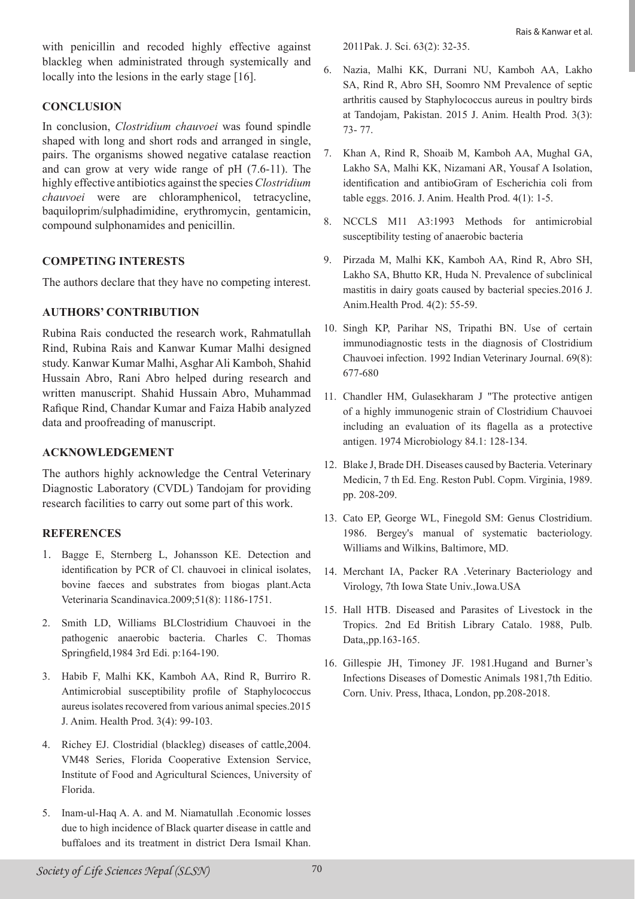with penicillin and recoded highly effective against blackleg when administrated through systemically and locally into the lesions in the early stage [16].

## CONCLUSION

In conclusion, *Clostridium chauvoei* was found spindle shaped with long and short rods and arranged in single, pairs. The organisms showed negative catalase reaction and can grow at very wide range of pH (7.6-11). The highly effective antibiotics against the species *Clostridium chauvoei* were are chloramphenicol, tetracycline, baquiloprim/sulphadimidine, erythromycin, gentamicin, compound sulphonamides and penicillin.

## COMPETING INTERESTS

The authors declare that they have no competing interest.

## AUTHORS' CONTRIBUTION

Rubina Rais conducted the research work, Rahmatullah Rind, Rubina Rais and Kanwar Kumar Malhi designed study. Kanwar Kumar Malhi, Asghar Ali Kamboh, Shahid Hussain Abro, Rani Abro helped during research and written manuscript. Shahid Hussain Abro, Muhammad Rafique Rind, Chandar Kumar and Faiza Habib analyzed data and proofreading of manuscript.

## ACKNOWLEDGEMENT

The authors highly acknowledge the Central Veterinary Diagnostic Laboratory (CVDL) Tandojam for providing research facilities to carry out some part of this work.

## REFERENCES

1. Bagge E, Sternberg L, Johansson KE. Detection and identification by PCR of Cl. chauvoei in clinical isolates, bovine faeces and substrates from biogas plant.Acta Veterinaria Scandinavica.2009;51(8): 1186-1751.
2. Smith LD, Williams BLClostridium Chauvoei in the pathogenic anaerobic bacteria. Charles C. Thomas Springfield,1984 3rd Edi. p:164-190.
3. Habib F, Malhi KK, Kamboh AA, Rind R, Burriro R. Antimicrobial susceptibility profile of Staphylococcus aureus isolates recovered from various animal species.2015 J. Anim. Health Prod. 3(4): 99-103.
4. Richey EJ. Clostridial (blackleg) diseases of cattle,2004. VM48 Series, Florida Cooperative Extension Service, Institute of Food and Agricultural Sciences, University of Florida.
5. Inam-ul-Haq A. A. and M. Niamatullah .Economic losses due to high incidence of Black quarter disease in cattle and buffaloes and its treatment in district Dera Ismail Khan. 2011Pak. J. Sci. 63(2): 32-35.
6. Nazia, Malhi KK, Durrani NU, Kamboh AA, Lakho SA, Rind R, Abro SH, Soomro NM Prevalence of septic arthritis caused by Staphylococcus aureus in poultry birds at Tandojam, Pakistan. 2015 J. Anim. Health Prod. 3(3): 73- 77.
7. Khan A, Rind R, Shoaib M, Kamboh AA, Mughal GA, Lakho SA, Malhi KK, Nizamani AR, Yousaf A Isolation, identification and antibioGram of Escherichia coli from table eggs. 2016. J. Anim. Health Prod. 4(1): 1-5.
8. NCCLS M11 A3:1993 Methods for antimicrobial susceptibility testing of anaerobic bacteria
9. Pirzada M, Malhi KK, Kamboh AA, Rind R, Abro SH, Lakho SA, Bhutto KR, Huda N. Prevalence of subclinical mastitis in dairy goats caused by bacterial species.2016 J. Anim.Health Prod. 4(2): 55-59.
10. Singh KP, Parihar NS, Tripathi BN. Use of certain immunodiagnostic tests in the diagnosis of Clostridium Chauvoei infection. 1992 Indian Veterinary Journal. 69(8): 677-680
11. Chandler HM, Gulasekharam J "The protective antigen of a highly immunogenic strain of Clostridium Chauvoei including an evaluation of its flagella as a protective antigen. 1974 Microbiology 84.1: 128-134.
12. Blake J, Brade DH. Diseases caused by Bacteria. Veterinary Medicin, 7 th Ed. Eng. Reston Publ. Copm. Virginia, 1989. pp. 208-209.
13. Cato EP, George WL, Finegold SM: Genus Clostridium. 1986. Bergey's manual of systematic bacteriology. Williams and Wilkins, Baltimore, MD.
14. Merchant IA, Packer RA .Veterinary Bacteriology and Virology, 7th Iowa State Univ.,Iowa.USA
15. Hall HTB. Diseased and Parasites of Livestock in the Tropics. 2nd Ed British Library Catalo. 1988, Pulb. Data,,pp.163-165.
16. Gillespie JH, Timoney JF. 1981.Hugand and Burner's Infections Diseases of Domestic Animals 1981,7th Editio. Corn. Univ. Press, Ithaca, London, pp.208-2018.